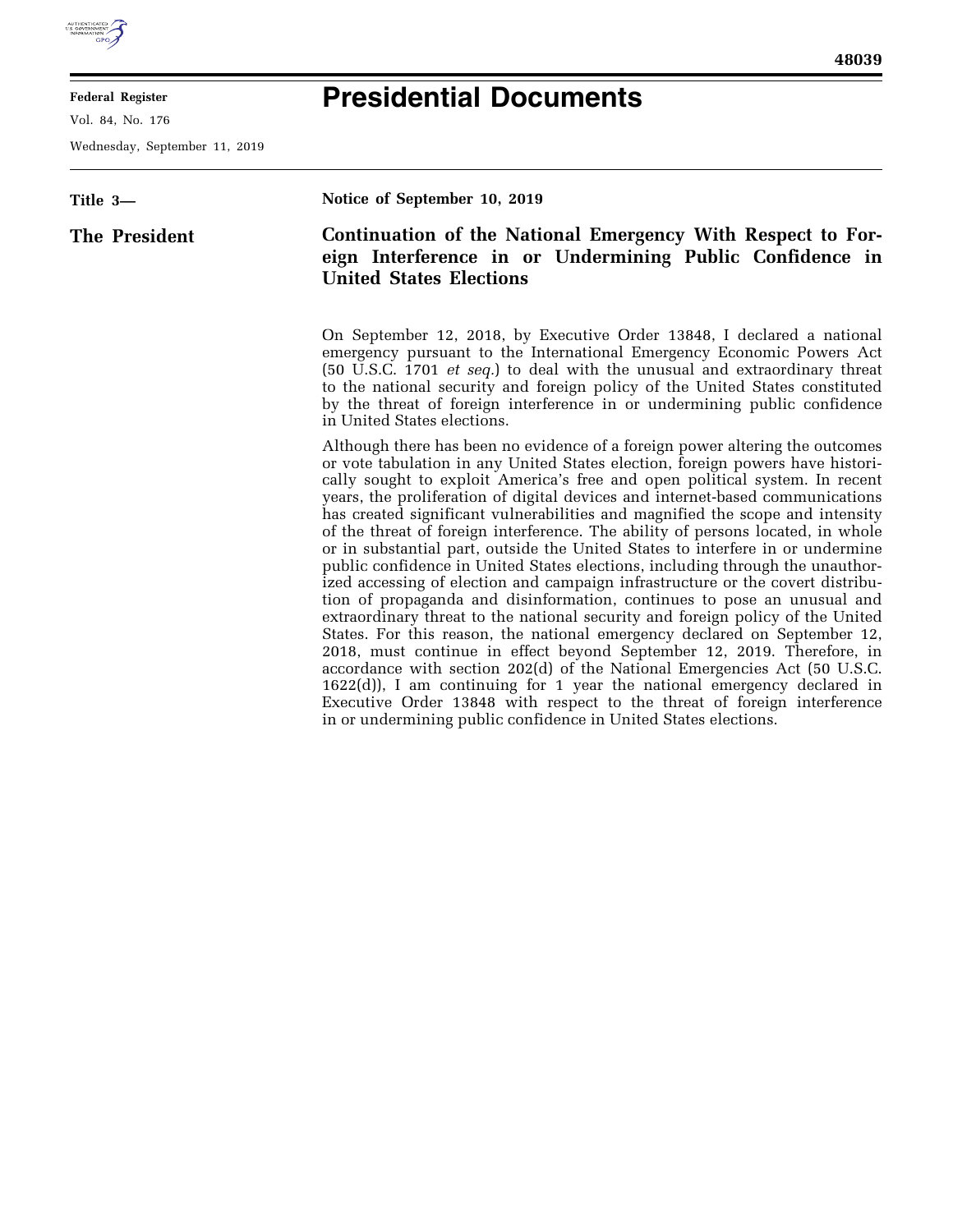**Title 3—**

**The President**

**Notice of September 10, 2019**

# Continuation of the National Emergency With Respect to Foreign Interference in or Undermining Public Confidence in United States Elections

On September 12, 2018, by Executive Order 13848, I declared a national emergency pursuant to the International Emergency Economic Powers Act (50 U.S.C. 1701 *et seq.*) to deal with the unusual and extraordinary threat to the national security and foreign policy of the United States constituted by the threat of foreign interference in or undermining public confidence in United States elections.

Although there has been no evidence of a foreign power altering the outcomes or vote tabulation in any United States election, foreign powers have historically sought to exploit America's free and open political system. In recent years, the proliferation of digital devices and internet-based communications has created significant vulnerabilities and magnified the scope and intensity of the threat of foreign interference. The ability of persons located, in whole or in substantial part, outside the United States to interfere in or undermine public confidence in United States elections, including through the unauthorized accessing of election and campaign infrastructure or the covert distribution of propaganda and disinformation, continues to pose an unusual and extraordinary threat to the national security and foreign policy of the United States. For this reason, the national emergency declared on September 12, 2018, must continue in effect beyond September 12, 2019. Therefore, in accordance with section 202(d) of the National Emergencies Act (50 U.S.C. 1622(d)), I am continuing for 1 year the national emergency declared in Executive Order 13848 with respect to the threat of foreign interference in or undermining public confidence in United States elections.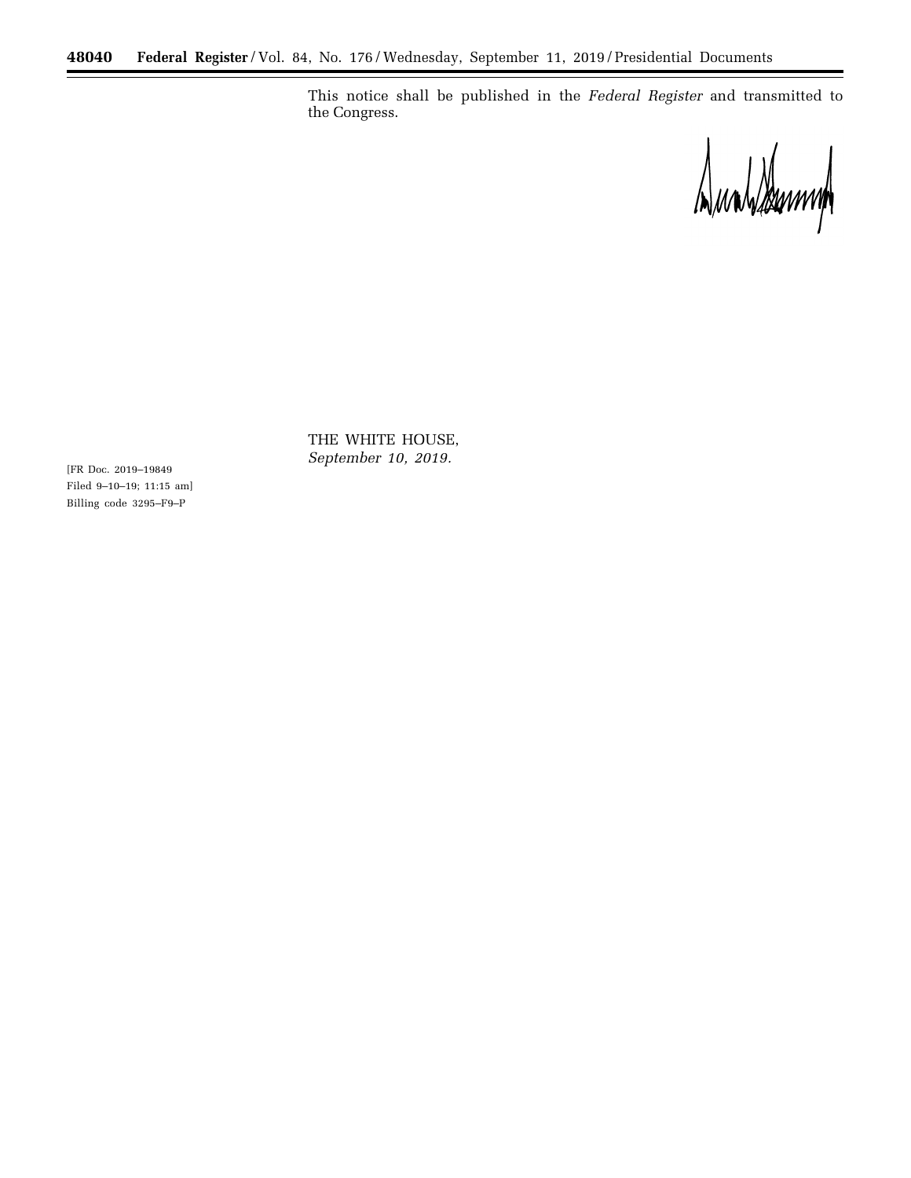This notice shall be published in the *Federal Register* and transmitted to the Congress.

THE WHITE HOUSE,
*September 10, 2019.*

[FR Doc. 2019–19849
Filed 9–10–19; 11:15 am]
Billing code 3295–F9–P